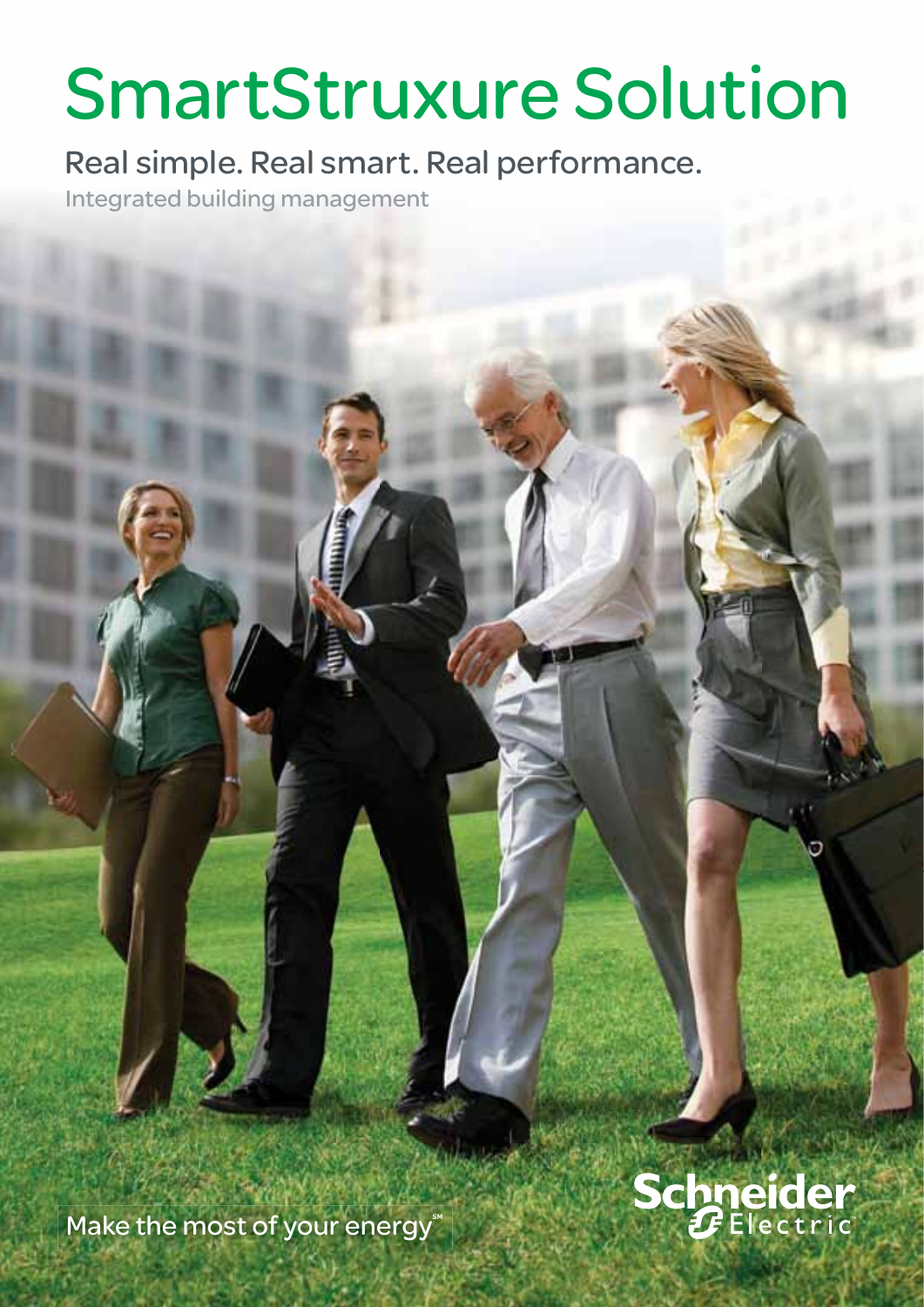# SmartStruxure Solution

## Real simple. Real smart. Real performance.

Integrated building management

Make the most of your energy℠

Schneider Electric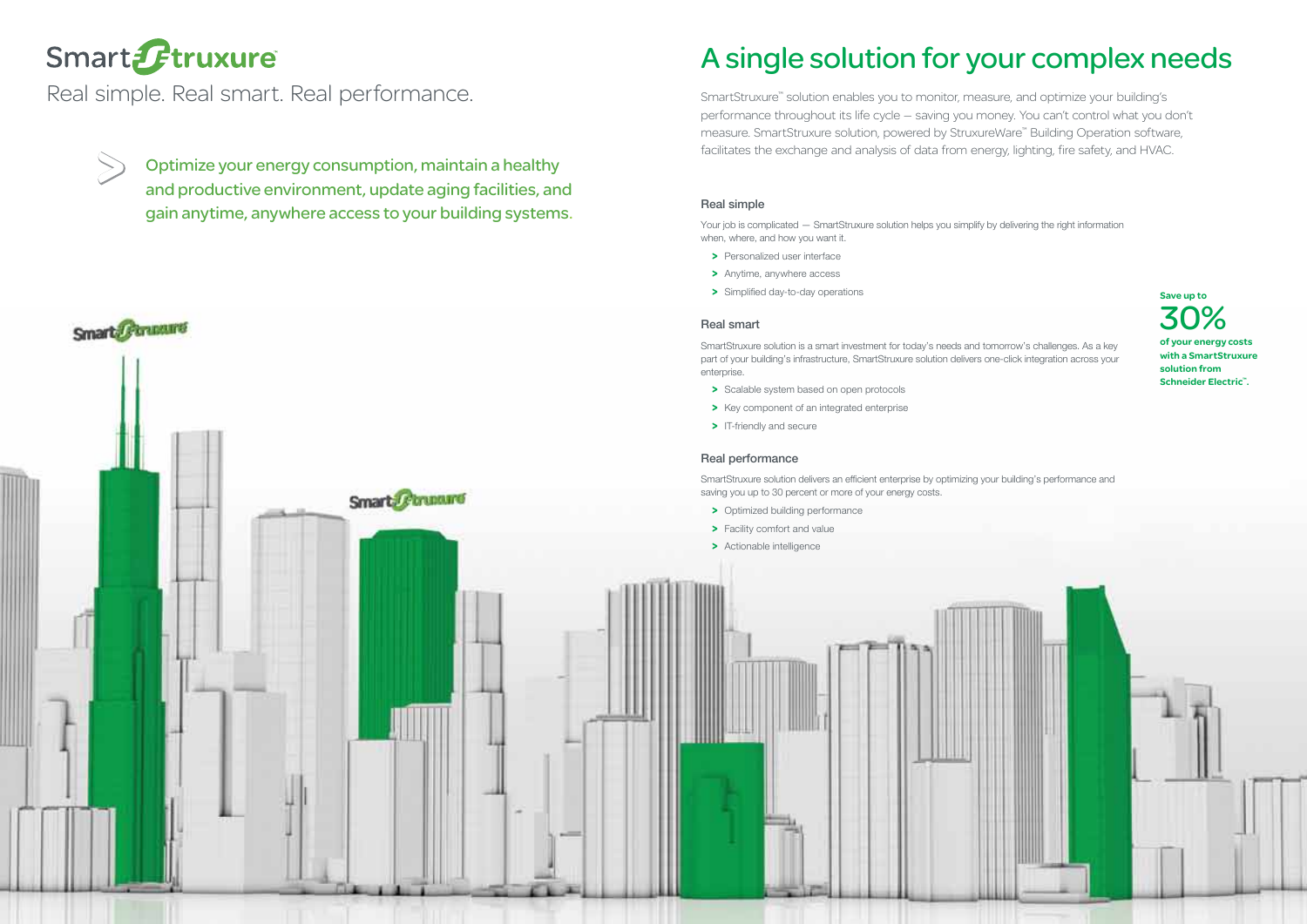# SmartStruxure

Real simple. Real smart. Real performance.

> Optimize your energy consumption, maintain a healthy and productive environment, update aging facilities, and gain anytime, anywhere access to your building systems.

# A single solution for your complex needs

SmartStruxure™ solution enables you to monitor, measure, and optimize your building's performance throughout its life cycle – saving you money. You can't control what you don't measure. SmartStruxure solution, powered by StruxureWare™ Building Operation software, facilitates the exchange and analysis of data from energy, lighting, fire safety, and HVAC.

### Real simple

Your job is complicated — SmartStruxure solution helps you simplify by delivering the right information when, where, and how you want it.

- Personalized user interface
- Anytime, anywhere access
- Simplified day-to-day operations

### Real smart

SmartStruxure solution is a smart investment for today's needs and tomorrow's challenges. As a key part of your building's infrastructure, SmartStruxure solution delivers one-click integration across your enterprise.

- Scalable system based on open protocols
- Key component of an integrated enterprise
- IT-friendly and secure

### Real performance

SmartStruxure solution delivers an efficient enterprise by optimizing your building's performance and saving you up to 30 percent or more of your energy costs.

- Optimized building performance
- Facility comfort and value
- Actionable intelligence

**Save up to**

**30%**

**of your energy costs with a SmartStruxure solution from Schneider Electric™.**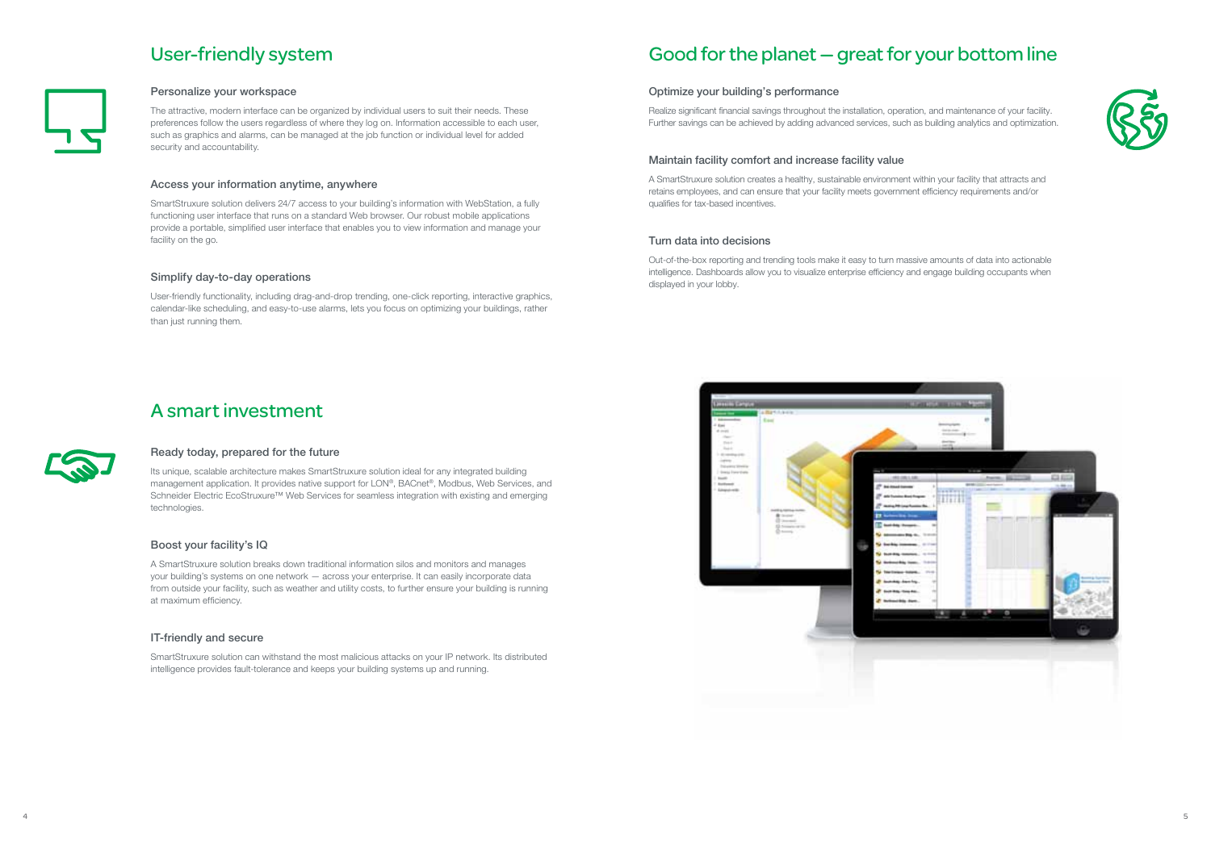## User-friendly system

### Personalize your workspace

The attractive, modern interface can be organized by individual users to suit their needs. These preferences follow the users regardless of where they log on. Information accessible to each user, such as graphics and alarms, can be managed at the job function or individual level for added security and accountability.

### Access your information anytime, anywhere

SmartStruxure solution delivers 24/7 access to your building's information with WebStation, a fully functioning user interface that runs on a standard Web browser. Our robust mobile applications provide a portable, simplified user interface that enables you to view information and manage your facility on the go.

### Simplify day-to-day operations

User-friendly functionality, including drag-and-drop trending, one-click reporting, interactive graphics, calendar-like scheduling, and easy-to-use alarms, lets you focus on optimizing your buildings, rather than just running them.

## A smart investment

### Ready today, prepared for the future

Its unique, scalable architecture makes SmartStruxure solution ideal for any integrated building management application. It provides native support for LON®, BACnet®, Modbus, Web Services, and Schneider Electric EcoStruxure™ Web Services for seamless integration with existing and emerging technologies.

### Boost your facility's IQ

A SmartStruxure solution breaks down traditional information silos and monitors and manages your building's systems on one network — across your enterprise. It can easily incorporate data from outside your facility, such as weather and utility costs, to further ensure your building is running at maximum efficiency.

### IT-friendly and secure

SmartStruxure solution can withstand the most malicious attacks on your IP network. Its distributed intelligence provides fault-tolerance and keeps your building systems up and running.

## Good for the planet — great for your bottom line

### Optimize your building's performance

Realize significant financial savings throughout the installation, operation, and maintenance of your facility. Further savings can be achieved by adding advanced services, such as building analytics and optimization.

### Maintain facility comfort and increase facility value

A SmartStruxure solution creates a healthy, sustainable environment within your facility that attracts and retains employees, and can ensure that your facility meets government efficiency requirements and/or qualifies for tax-based incentives.

### Turn data into decisions

Out-of-the-box reporting and trending tools make it easy to turn massive amounts of data into actionable intelligence. Dashboards allow you to visualize enterprise efficiency and engage building occupants when displayed in your lobby.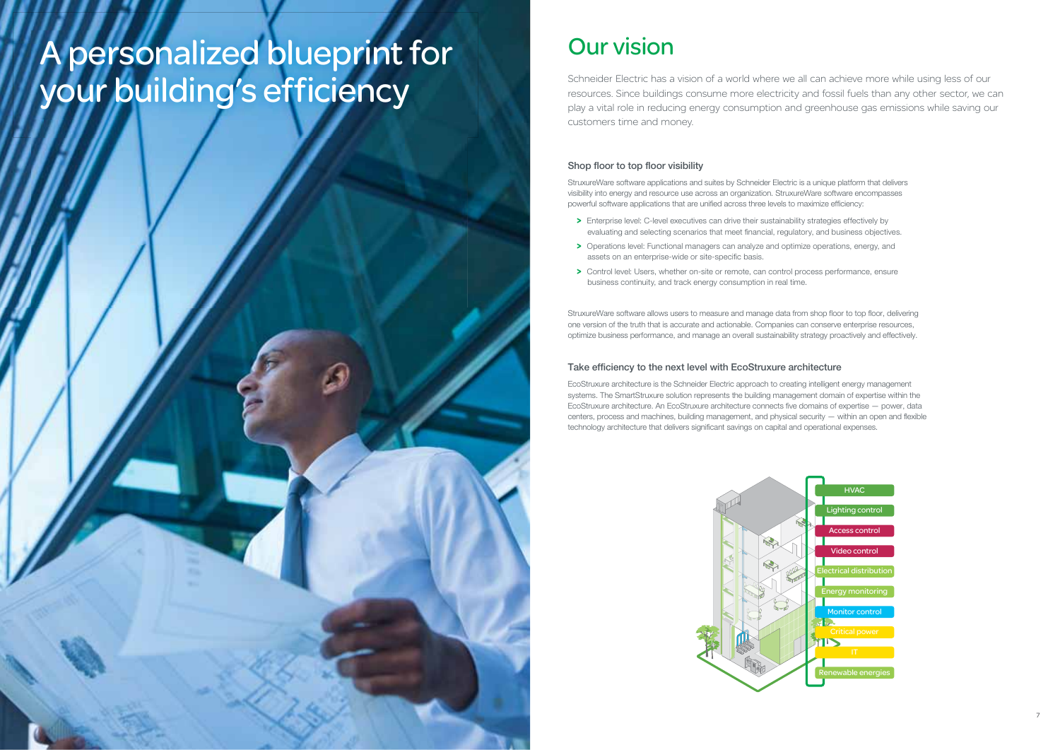# A personalized blueprint for your building's efficiency

## Our vision

Schneider Electric has a vision of a world where we all can achieve more while using less of our resources. Since buildings consume more electricity and fossil fuels than any other sector, we can play a vital role in reducing energy consumption and greenhouse gas emissions while saving our customers time and money.

### Shop floor to top floor visibility

StruxureWare software applications and suites by Schneider Electric is a unique platform that delivers visibility into energy and resource use across an organization. StruxureWare software encompasses powerful software applications that are unified across three levels to maximize efficiency:

- Enterprise level: C-level executives can drive their sustainability strategies effectively by evaluating and selecting scenarios that meet financial, regulatory, and business objectives.
- Operations level: Functional managers can analyze and optimize operations, energy, and assets on an enterprise-wide or site-specific basis.
- Control level: Users, whether on-site or remote, can control process performance, ensure business continuity, and track energy consumption in real time.

StruxureWare software allows users to measure and manage data from shop floor to top floor, delivering one version of the truth that is accurate and actionable. Companies can conserve enterprise resources, optimize business performance, and manage an overall sustainability strategy proactively and effectively.

### Take efficiency to the next level with EcoStruxure architecture

EcoStruxure architecture is the Schneider Electric approach to creating intelligent energy management systems. The SmartStruxure solution represents the building management domain of expertise within the EcoStruxure architecture. An EcoStruxure architecture connects five domains of expertise — power, data centers, process and machines, building management, and physical security — within an open and flexible technology architecture that delivers significant savings on capital and operational expenses.

- HVAC
- Lighting control
- Access control
- Video control
- Electrical distribution
- Energy monitoring
- Monitor control
- Critical power
- IT
- Renewable energies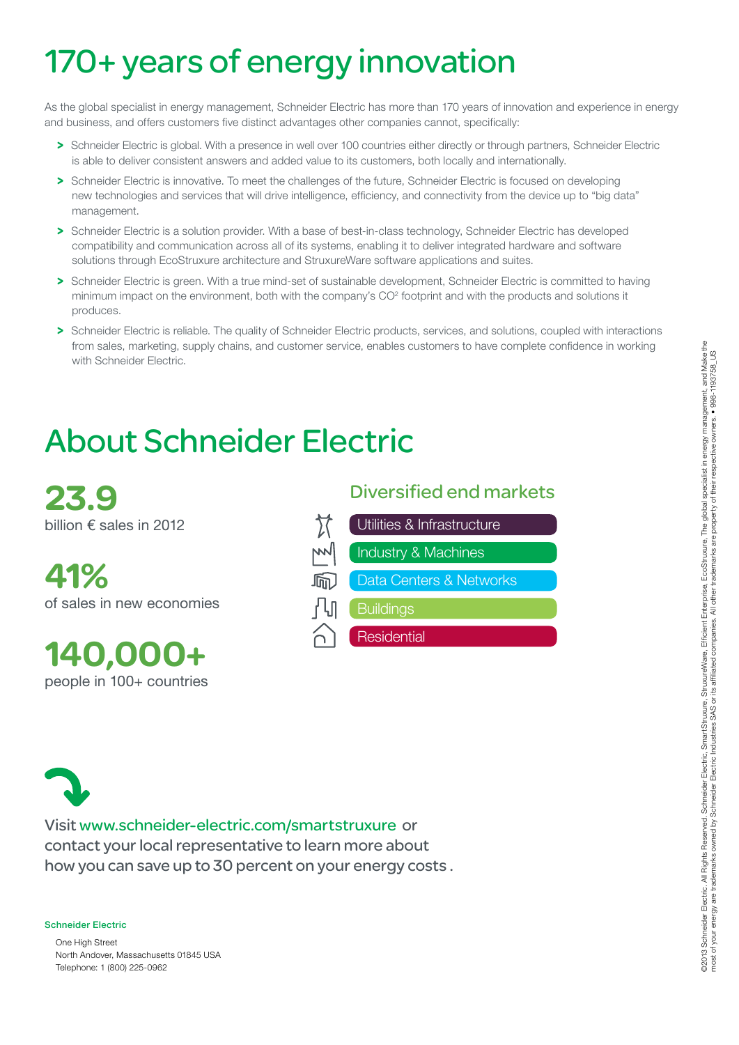# 170+ years of energy innovation

As the global specialist in energy management, Schneider Electric has more than 170 years of innovation and experience in energy and business, and offers customers five distinct advantages other companies cannot, specifically:

- Schneider Electric is global. With a presence in well over 100 countries either directly or through partners, Schneider Electric is able to deliver consistent answers and added value to its customers, both locally and internationally.
- Schneider Electric is innovative. To meet the challenges of the future, Schneider Electric is focused on developing new technologies and services that will drive intelligence, efficiency, and connectivity from the device up to "big data" management.
- Schneider Electric is a solution provider. With a base of best-in-class technology, Schneider Electric has developed compatibility and communication across all of its systems, enabling it to deliver integrated hardware and software solutions through EcoStruxure architecture and StruxureWare software applications and suites.
- Schneider Electric is green. With a true mind-set of sustainable development, Schneider Electric is committed to having minimum impact on the environment, both with the company's $CO^2$ footprint and with the products and solutions it produces.
- Schneider Electric is reliable. The quality of Schneider Electric products, services, and solutions, coupled with interactions from sales, marketing, supply chains, and customer service, enables customers to have complete confidence in working with Schneider Electric.

# About Schneider Electric

**23.9**
billion € sales in 2012

**41%**
of sales in new economies

**140,000+**
people in 100+ countries

## Diversified end markets

- Utilities & Infrastructure
- Industry & Machines
- Data Centers & Networks
- Buildings
- Residential

Visit www.schneider-electric.com/smartstruxure or contact your local representative to learn more about how you can save up to 30 percent on your energy costs.

**Schneider Electric**

One High Street
North Andover, Massachusetts 01845 USA
Telephone: 1 (800) 225-0962

©2013 Schneider Electric. All Rights Reserved. Schneider Electric, SmartStruxure, StruxureWare, Efficient Enterprise, EcoStruxure, The global specialist in energy management, and Make the most of your energy are trademarks owned by Schneider Electric Industries SAS or its affiliated companies. All other trademarks are property of their respective owners. • 998-1193758_US